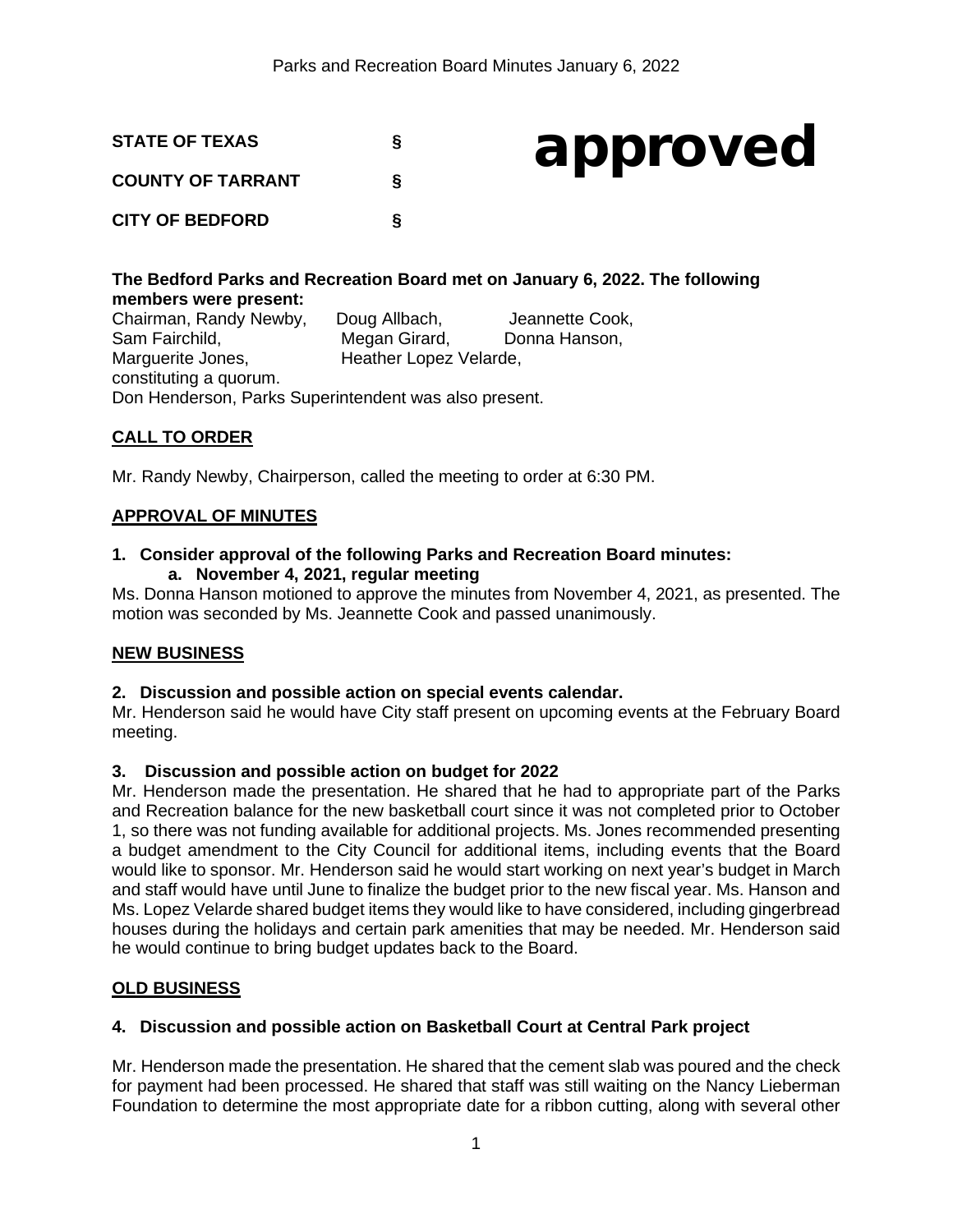**STATE OF TEXAS §**

**COUNTY OF TARRANT §**

**CITY OF BEDFORD §**

# approved

**The Bedford Parks and Recreation Board met on January 6, 2022. The following members were present:**

Chairman, Randy Newby, Doug Allbach, Jeannette Cook, Sam Fairchild, Megan Girard, Donna Hanson, Marguerite Jones, Heather Lopez Velarde, constituting a quorum.
Don Henderson, Parks Superintendent was also present.

## CALL TO ORDER

Mr. Randy Newby, Chairperson, called the meeting to order at 6:30 PM.

## APPROVAL OF MINUTES

**1. Consider approval of the following Parks and Recreation Board minutes:**

**a. November 4, 2021, regular meeting**

Ms. Donna Hanson motioned to approve the minutes from November 4, 2021, as presented. The motion was seconded by Ms. Jeannette Cook and passed unanimously.

## NEW BUSINESS

**2. Discussion and possible action on special events calendar.**

Mr. Henderson said he would have City staff present on upcoming events at the February Board meeting.

**3. Discussion and possible action on budget for 2022**

Mr. Henderson made the presentation. He shared that he had to appropriate part of the Parks and Recreation balance for the new basketball court since it was not completed prior to October 1, so there was not funding available for additional projects. Ms. Jones recommended presenting a budget amendment to the City Council for additional items, including events that the Board would like to sponsor. Mr. Henderson said he would start working on next year's budget in March and staff would have until June to finalize the budget prior to the new fiscal year. Ms. Hanson and Ms. Lopez Velarde shared budget items they would like to have considered, including gingerbread houses during the holidays and certain park amenities that may be needed. Mr. Henderson said he would continue to bring budget updates back to the Board.

## OLD BUSINESS

**4. Discussion and possible action on Basketball Court at Central Park project**

Mr. Henderson made the presentation. He shared that the cement slab was poured and the check for payment had been processed. He shared that staff was still waiting on the Nancy Lieberman Foundation to determine the most appropriate date for a ribbon cutting, along with several other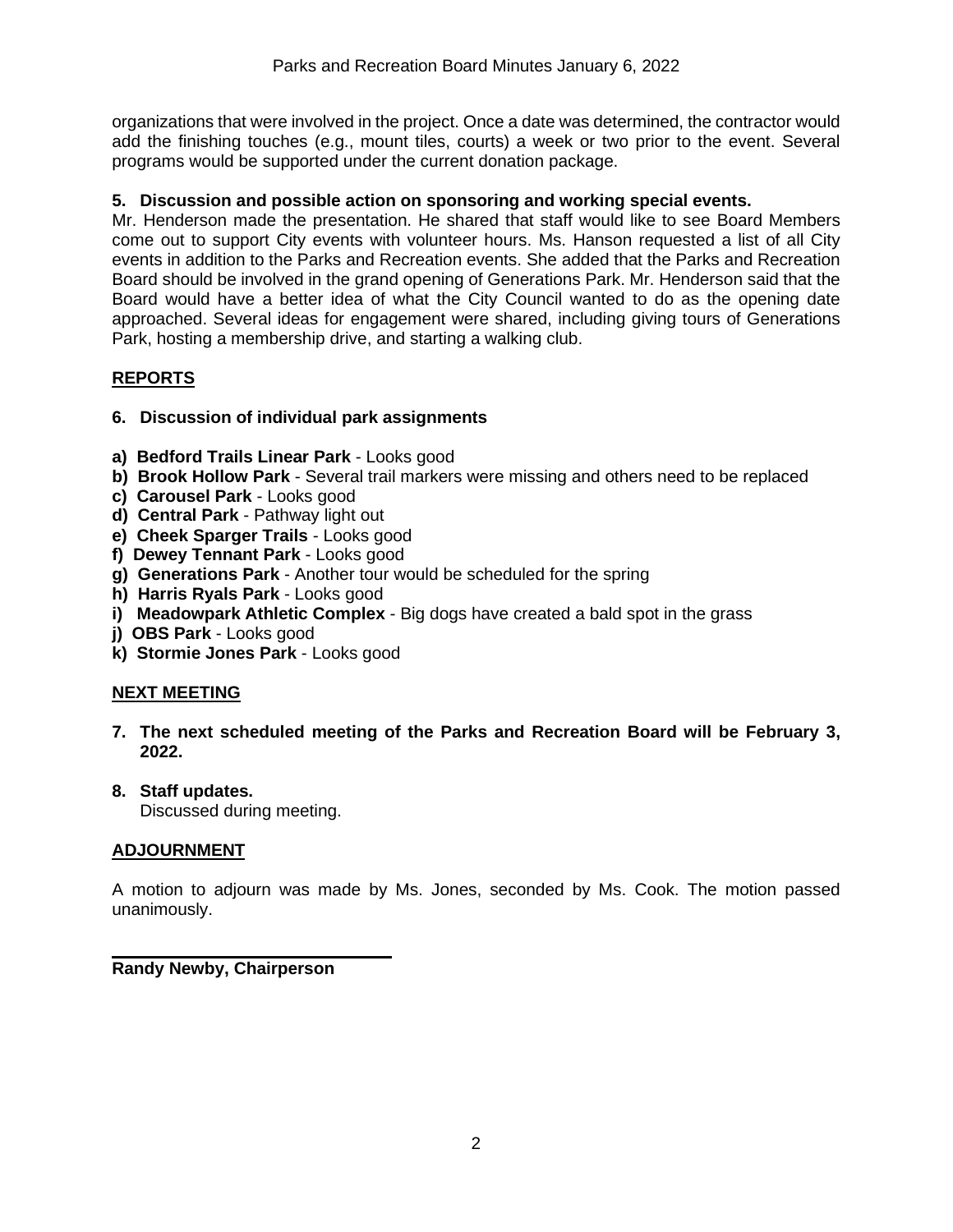organizations that were involved in the project. Once a date was determined, the contractor would add the finishing touches (e.g., mount tiles, courts) a week or two prior to the event. Several programs would be supported under the current donation package.

**5. Discussion and possible action on sponsoring and working special events.**

Mr. Henderson made the presentation. He shared that staff would like to see Board Members come out to support City events with volunteer hours. Ms. Hanson requested a list of all City events in addition to the Parks and Recreation events. She added that the Parks and Recreation Board should be involved in the grand opening of Generations Park. Mr. Henderson said that the Board would have a better idea of what the City Council wanted to do as the opening date approached. Several ideas for engagement were shared, including giving tours of Generations Park, hosting a membership drive, and starting a walking club.

## REPORTS

**6. Discussion of individual park assignments**

**a) Bedford Trails Linear Park** - Looks good
**b) Brook Hollow Park** - Several trail markers were missing and others need to be replaced
**c) Carousel Park** - Looks good
**d) Central Park** - Pathway light out
**e) Cheek Sparger Trails** - Looks good
**f) Dewey Tennant Park** - Looks good
**g) Generations Park** - Another tour would be scheduled for the spring
**h) Harris Ryals Park** - Looks good
**i) Meadowpark Athletic Complex** - Big dogs have created a bald spot in the grass
**j) OBS Park** - Looks good
**k) Stormie Jones Park** - Looks good

## NEXT MEETING

**7. The next scheduled meeting of the Parks and Recreation Board will be February 3, 2022.**

**8. Staff updates.**

Discussed during meeting.

## ADJOURNMENT

A motion to adjourn was made by Ms. Jones, seconded by Ms. Cook. The motion passed unanimously.

______________________________

**Randy Newby, Chairperson**